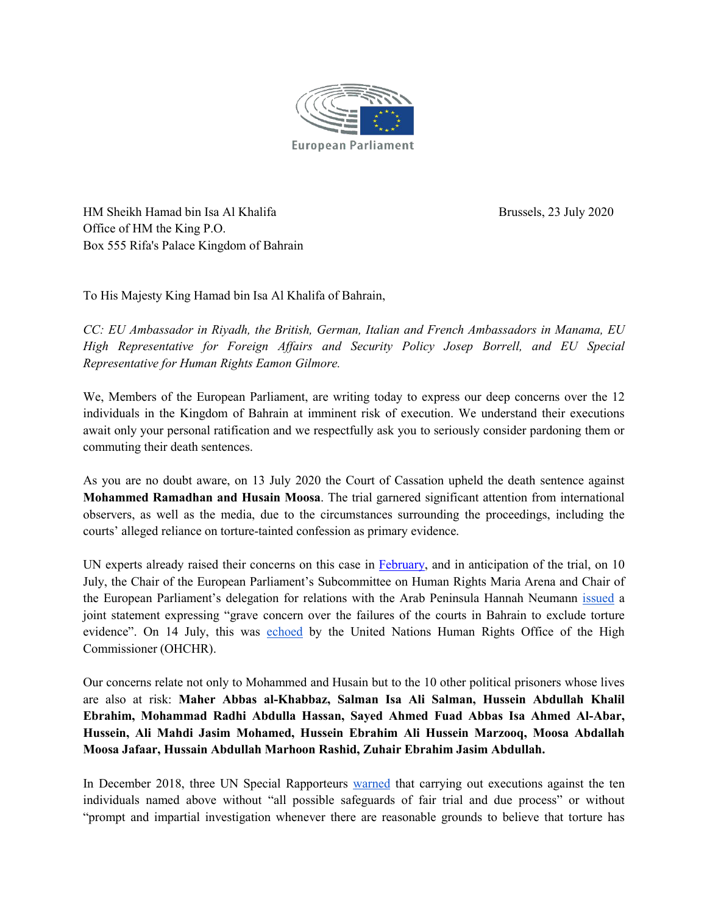European Parliament

HM Sheikh Hamad bin Isa Al Khalifa
Office of HM the King P.O.
Box 555 Rifa's Palace Kingdom of Bahrain

Brussels, 23 July 2020

To His Majesty King Hamad bin Isa Al Khalifa of Bahrain,

*CC: EU Ambassador in Riyadh, the British, German, Italian and French Ambassadors in Manama, EU High Representative for Foreign Affairs and Security Policy Josep Borrell, and EU Special Representative for Human Rights Eamon Gilmore.*

We, Members of the European Parliament, are writing today to express our deep concerns over the 12 individuals in the Kingdom of Bahrain at imminent risk of execution. We understand their executions await only your personal ratification and we respectfully ask you to seriously consider pardoning them or commuting their death sentences.

As you are no doubt aware, on 13 July 2020 the Court of Cassation upheld the death sentence against **Mohammed Ramadhan and Husain Moosa**. The trial garnered significant attention from international observers, as well as the media, due to the circumstances surrounding the proceedings, including the courts' alleged reliance on torture-tainted confession as primary evidence.

UN experts already raised their concerns on this case in February, and in anticipation of the trial, on 10 July, the Chair of the European Parliament's Subcommittee on Human Rights Maria Arena and Chair of the European Parliament's delegation for relations with the Arab Peninsula Hannah Neumann issued a joint statement expressing "grave concern over the failures of the courts in Bahrain to exclude torture evidence". On 14 July, this was echoed by the United Nations Human Rights Office of the High Commissioner (OHCHR).

Our concerns relate not only to Mohammed and Husain but to the 10 other political prisoners whose lives are also at risk: **Maher Abbas al-Khabbaz, Salman Isa Ali Salman, Hussein Abdullah Khalil Ebrahim, Mohammad Radhi Abdulla Hassan, Sayed Ahmed Fuad Abbas Isa Ahmed Al-Abar, Hussein, Ali Mahdi Jasim Mohamed, Hussein Ebrahim Ali Hussein Marzooq, Moosa Abdallah Moosa Jafaar, Hussain Abdullah Marhoon Rashid, Zuhair Ebrahim Jasim Abdullah.**

In December 2018, three UN Special Rapporteurs warned that carrying out executions against the ten individuals named above without "all possible safeguards of fair trial and due process" or without "prompt and impartial investigation whenever there are reasonable grounds to believe that torture has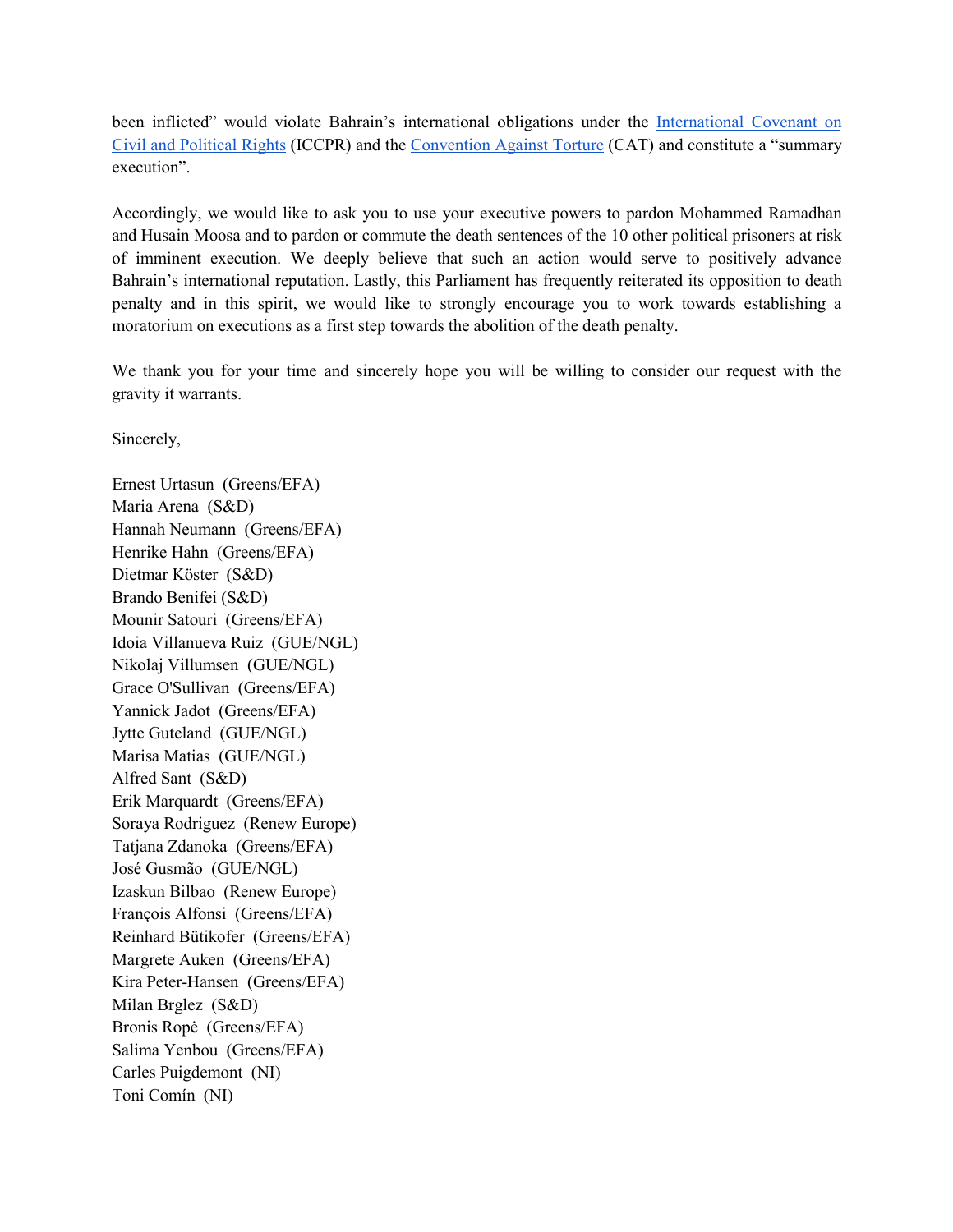been inflicted" would violate Bahrain's international obligations under the [International Covenant on Civil and Political Rights](#) (ICCPR) and the [Convention Against Torture](#) (CAT) and constitute a "summary execution".

Accordingly, we would like to ask you to use your executive powers to pardon Mohammed Ramadhan and Husain Moosa and to pardon or commute the death sentences of the 10 other political prisoners at risk of imminent execution. We deeply believe that such an action would serve to positively advance Bahrain's international reputation. Lastly, this Parliament has frequently reiterated its opposition to death penalty and in this spirit, we would like to strongly encourage you to work towards establishing a moratorium on executions as a first step towards the abolition of the death penalty.

We thank you for your time and sincerely hope you will be willing to consider our request with the gravity it warrants.

Sincerely,

Ernest Urtasun (Greens/EFA)
Maria Arena (S&D)
Hannah Neumann (Greens/EFA)
Henrike Hahn (Greens/EFA)
Dietmar Köster (S&D)
Brando Benifei (S&D)
Mounir Satouri (Greens/EFA)
Idoia Villanueva Ruiz (GUE/NGL)
Nikolaj Villumsen (GUE/NGL)
Grace O'Sullivan (Greens/EFA)
Yannick Jadot (Greens/EFA)
Jytte Guteland (GUE/NGL)
Marisa Matias (GUE/NGL)
Alfred Sant (S&D)
Erik Marquardt (Greens/EFA)
Soraya Rodriguez (Renew Europe)
Tatjana Zdanoka (Greens/EFA)
José Gusmão (GUE/NGL)
Izaskun Bilbao (Renew Europe)
François Alfonsi (Greens/EFA)
Reinhard Bütikofer (Greens/EFA)
Margrete Auken (Greens/EFA)
Kira Peter-Hansen (Greens/EFA)
Milan Brglez (S&D)
Bronis Ropė (Greens/EFA)
Salima Yenbou (Greens/EFA)
Carles Puigdemont (NI)
Toni Comín (NI)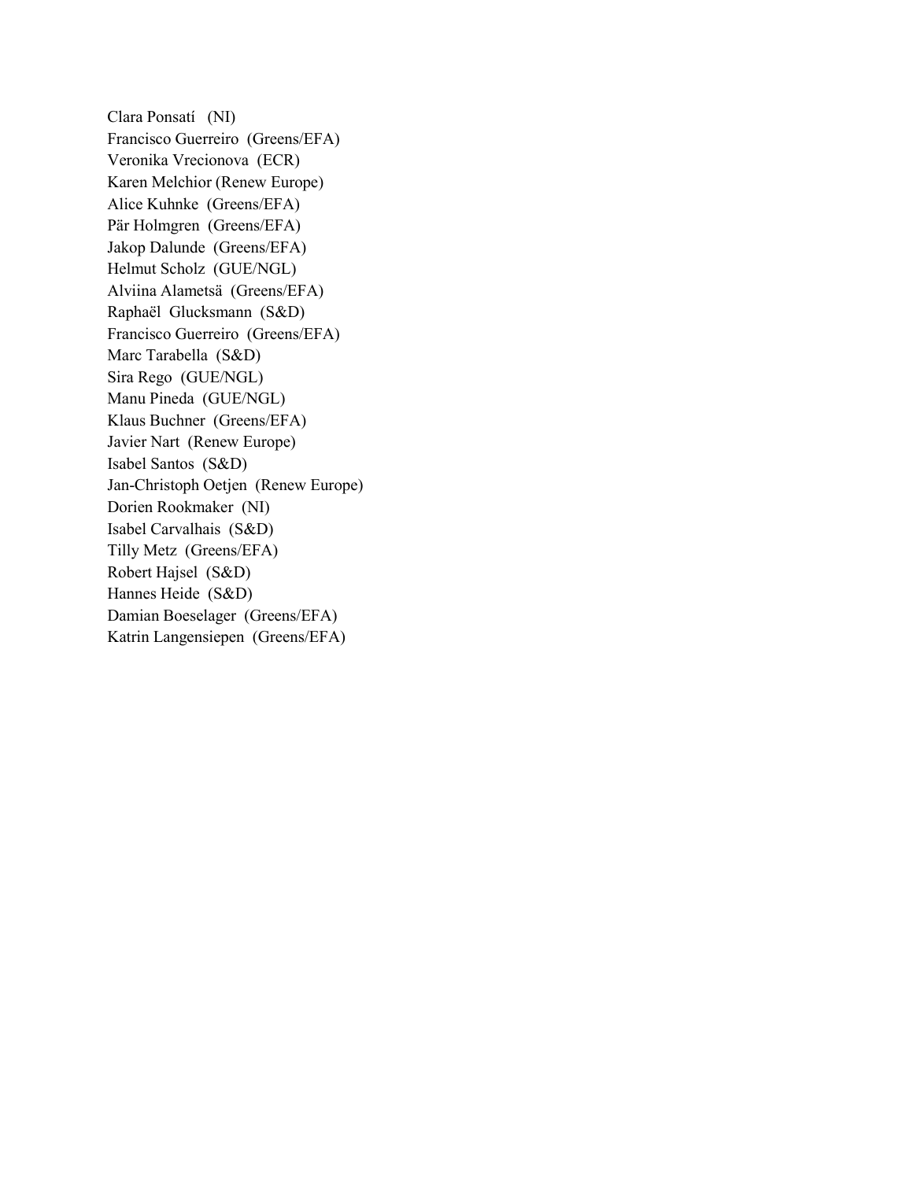Clara Ponsatí (NI)
Francisco Guerreiro (Greens/EFA)
Veronika Vrecionova (ECR)
Karen Melchior (Renew Europe)
Alice Kuhnke (Greens/EFA)
Pär Holmgren (Greens/EFA)
Jakop Dalunde (Greens/EFA)
Helmut Scholz (GUE/NGL)
Alviina Alametsä (Greens/EFA)
Raphaël Glucksmann (S&D)
Francisco Guerreiro (Greens/EFA)
Marc Tarabella (S&D)
Sira Rego (GUE/NGL)
Manu Pineda (GUE/NGL)
Klaus Buchner (Greens/EFA)
Javier Nart (Renew Europe)
Isabel Santos (S&D)
Jan-Christoph Oetjen (Renew Europe)
Dorien Rookmaker (NI)
Isabel Carvalhais (S&D)
Tilly Metz (Greens/EFA)
Robert Hajsel (S&D)
Hannes Heide (S&D)
Damian Boeselager (Greens/EFA)
Katrin Langensiepen (Greens/EFA)